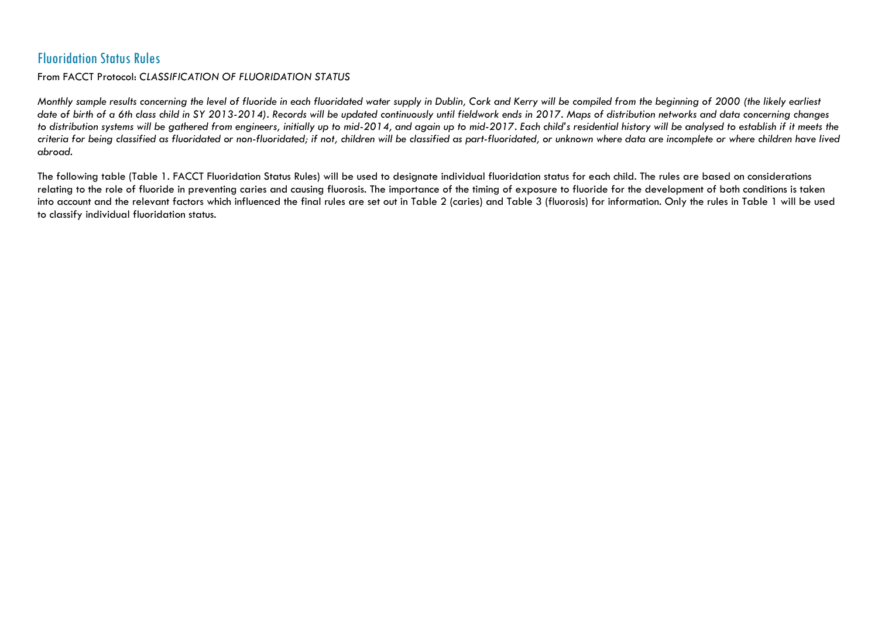## Fluoridation Status Rules

From FACCT Protocol: *CLASSIFICATION OF FLUORIDATION STATUS*

*Monthly sample results concerning the level of fluoride in each fluoridated water supply in Dublin, Cork and Kerry will be compiled from the beginning of 2000 (the likely earliest date of birth of a 6th class child in SY 2013-2014). Records will be updated continuously until fieldwork ends in 2017. Maps of distribution networks and data concerning changes to distribution systems will be gathered from engineers, initially up to mid-2014, and again up to mid-2017. Each child's residential history will be analysed to establish if it meets the criteria for being classified as fluoridated or non-fluoridated; if not, children will be classified as part-fluoridated, or unknown where data are incomplete or where children have lived abroad.*

The following table (Table 1. FACCT Fluoridation Status Rules) will be used to designate individual fluoridation status for each child. The rules are based on considerations relating to the role of fluoride in preventing caries and causing fluorosis. The importance of the timing of exposure to fluoride for the development of both conditions is taken into account and the relevant factors which influenced the final rules are set out in Table 2 (caries) and Table 3 (fluorosis) for information. Only the rules in Table 1 will be used to classify individual fluoridation status.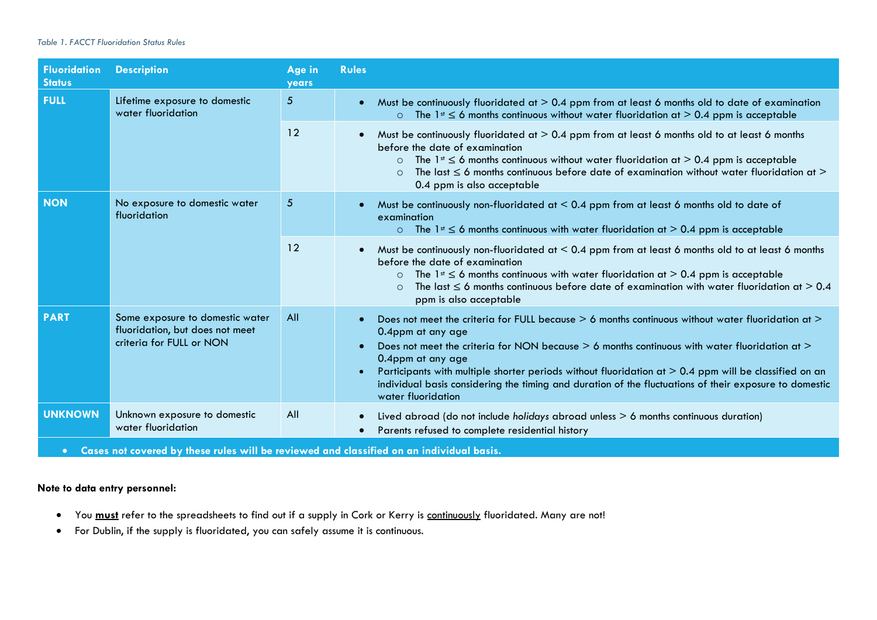*Table 1. FACCT Fluoridation Status Rules*

| Fluoridation Status | Description | Age in years | Rules |
|---|---|---|---|
| **FULL** | Lifetime exposure to domestic water fluoridation | 5 | • Must be continuously fluoridated at > 0.4 ppm from at least 6 months old to date of examination<br>  ○ The 1st ≤ 6 months continuous without water fluoridation at > 0.4 ppm is acceptable |
| | | 12 | • Must be continuously fluoridated at > 0.4 ppm from at least 6 months old to at least 6 months before the date of examination<br>  ○ The 1st ≤ 6 months continuous without water fluoridation at > 0.4 ppm is acceptable<br>  ○ The last ≤ 6 months continuous before date of examination without water fluoridation at > 0.4 ppm is also acceptable |
| **NON** | No exposure to domestic water fluoridation | 5 | • Must be continuously non-fluoridated at < 0.4 ppm from at least 6 months old to date of examination<br>  ○ The 1st ≤ 6 months continuous with water fluoridation at > 0.4 ppm is acceptable |
| | | 12 | • Must be continuously non-fluoridated at < 0.4 ppm from at least 6 months old to at least 6 months before the date of examination<br>  ○ The 1st ≤ 6 months continuous with water fluoridation at > 0.4 ppm is acceptable<br>  ○ The last ≤ 6 months continuous before date of examination with water fluoridation at > 0.4 ppm is also acceptable |
| **PART** | Some exposure to domestic water fluoridation, but does not meet criteria for FULL or NON | All | • Does not meet the criteria for FULL because > 6 months continuous without water fluoridation at > 0.4ppm at any age<br>• Does not meet the criteria for NON because > 6 months continuous with water fluoridation at > 0.4ppm at any age<br>• Participants with multiple shorter periods without fluoridation at > 0.4 ppm will be classified on an individual basis considering the timing and duration of the fluctuations of their exposure to domestic water fluoridation |
| **UNKNOWN** | Unknown exposure to domestic water fluoridation | All | • Lived abroad (do not include *holidays* abroad unless > 6 months continuous duration)<br>• Parents refused to complete residential history |
| • **Cases not covered by these rules will be reviewed and classified on an individual basis.** | | | |

**Note to data entry personnel:**

- You **must** refer to the spreadsheets to find out if a supply in Cork or Kerry is continuously fluoridated. Many are not!
- For Dublin, if the supply is fluoridated, you can safely assume it is continuous.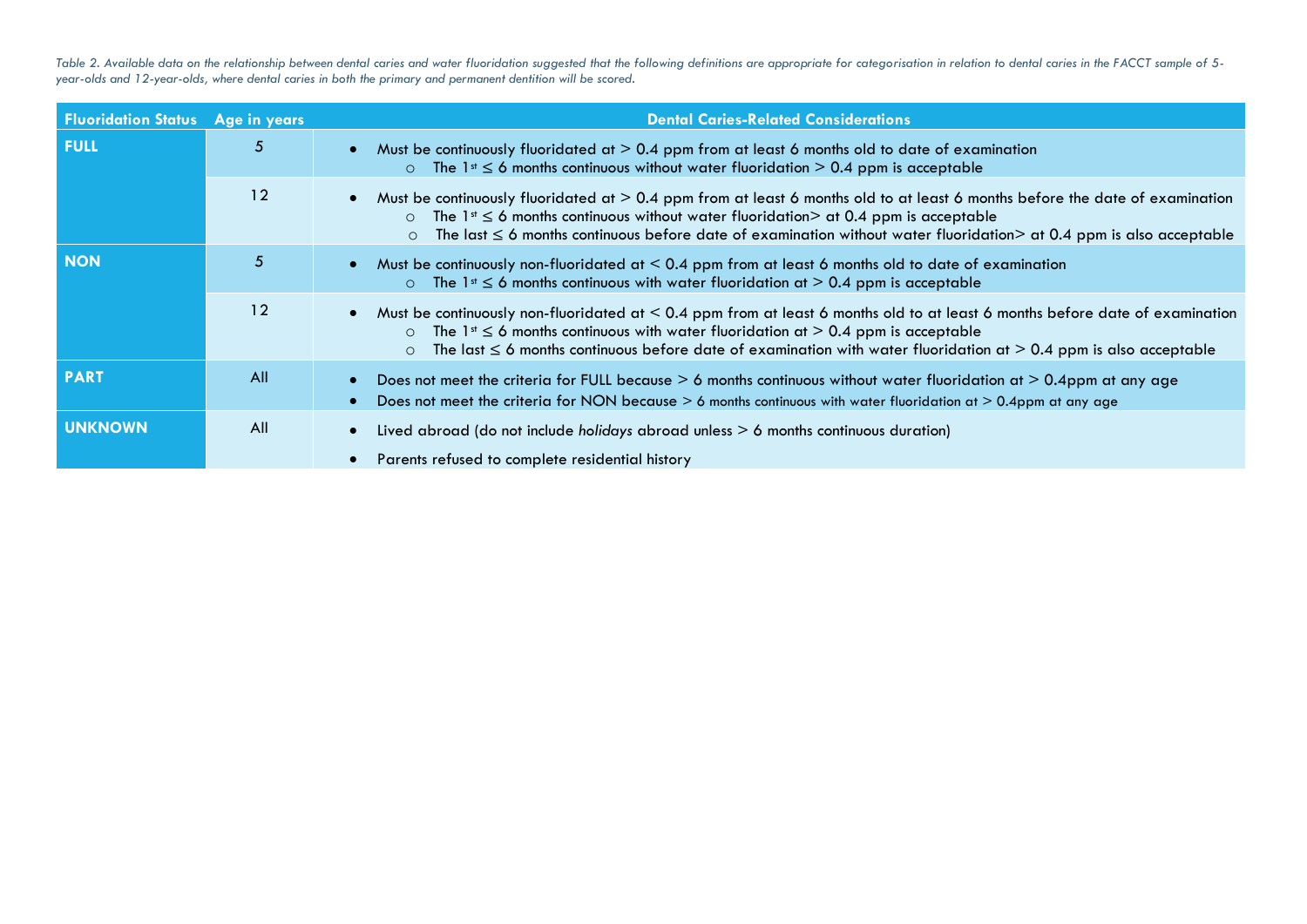*Table 2. Available data on the relationship between dental caries and water fluoridation suggested that the following definitions are appropriate for categorisation in relation to dental caries in the FACCT sample of 5-year-olds and 12-year-olds, where dental caries in both the primary and permanent dentition will be scored.*

| Fluoridation Status | Age in years | Dental Caries-Related Considerations |
| --- | --- | --- |
| **FULL** | 5 | • Must be continuously fluoridated at > 0.4 ppm from at least 6 months old to date of examination<br>○ The 1st ≤ 6 months continuous without water fluoridation > 0.4 ppm is acceptable |
| | 12 | • Must be continuously fluoridated at > 0.4 ppm from at least 6 months old to at least 6 months before the date of examination<br>○ The 1st ≤ 6 months continuous without water fluoridation> at 0.4 ppm is acceptable<br>○ The last ≤ 6 months continuous before date of examination without water fluoridation> at 0.4 ppm is also acceptable |
| **NON** | 5 | • Must be continuously non-fluoridated at < 0.4 ppm from at least 6 months old to date of examination<br>○ The 1st ≤ 6 months continuous with water fluoridation at > 0.4 ppm is acceptable |
| | 12 | • Must be continuously non-fluoridated at < 0.4 ppm from at least 6 months old to at least 6 months before date of examination<br>○ The 1st ≤ 6 months continuous with water fluoridation at > 0.4 ppm is acceptable<br>○ The last ≤ 6 months continuous before date of examination with water fluoridation at > 0.4 ppm is also acceptable |
| **PART** | All | • Does not meet the criteria for FULL because > 6 months continuous without water fluoridation at > 0.4ppm at any age<br>• Does not meet the criteria for NON because > 6 months continuous with water fluoridation at > 0.4ppm at any age |
| **UNKNOWN** | All | • Lived abroad (do not include *holidays* abroad unless > 6 months continuous duration)<br>• Parents refused to complete residential history |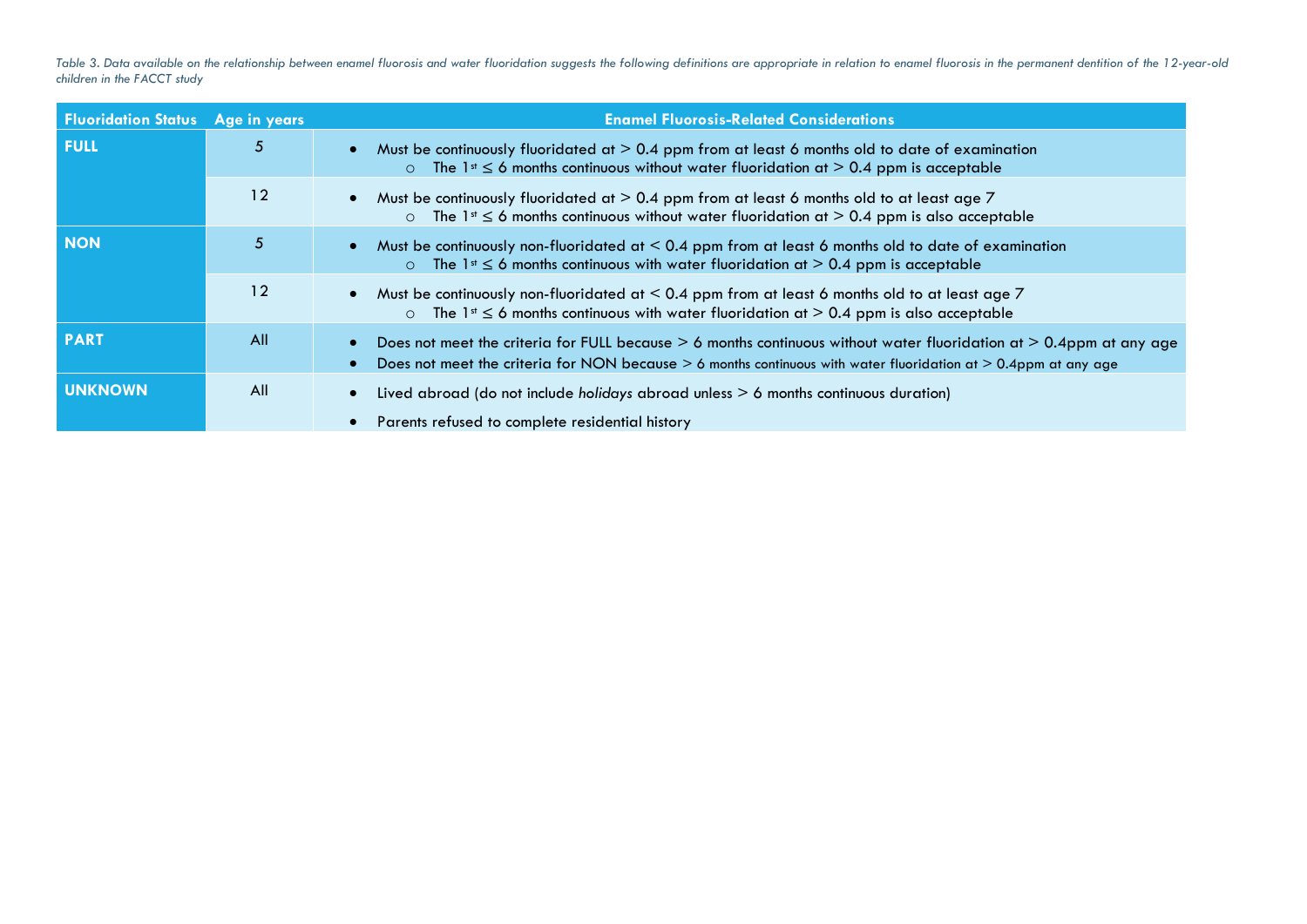*Table 3. Data available on the relationship between enamel fluorosis and water fluoridation suggests the following definitions are appropriate in relation to enamel fluorosis in the permanent dentition of the 12-year-old children in the FACCT study*

| Fluoridation Status | Age in years | Enamel Fluorosis-Related Considerations |
|---|---|---|
| **FULL** | 5 | • Must be continuously fluoridated at > 0.4 ppm from at least 6 months old to date of examination<br>  ○ The 1st ≤ 6 months continuous without water fluoridation at > 0.4 ppm is acceptable |
| | 12 | • Must be continuously fluoridated at > 0.4 ppm from at least 6 months old to at least age 7<br>  ○ The 1st ≤ 6 months continuous without water fluoridation at > 0.4 ppm is also acceptable |
| **NON** | 5 | • Must be continuously non-fluoridated at < 0.4 ppm from at least 6 months old to date of examination<br>  ○ The 1st ≤ 6 months continuous with water fluoridation at > 0.4 ppm is acceptable |
| | 12 | • Must be continuously non-fluoridated at < 0.4 ppm from at least 6 months old to at least age 7<br>  ○ The 1st ≤ 6 months continuous with water fluoridation at > 0.4 ppm is also acceptable |
| **PART** | All | • Does not meet the criteria for FULL because > 6 months continuous without water fluoridation at > 0.4ppm at any age<br>• Does not meet the criteria for NON because > 6 months continuous with water fluoridation at > 0.4ppm at any age |
| **UNKNOWN** | All | • Lived abroad (do not include *holidays* abroad unless > 6 months continuous duration)<br>• Parents refused to complete residential history |